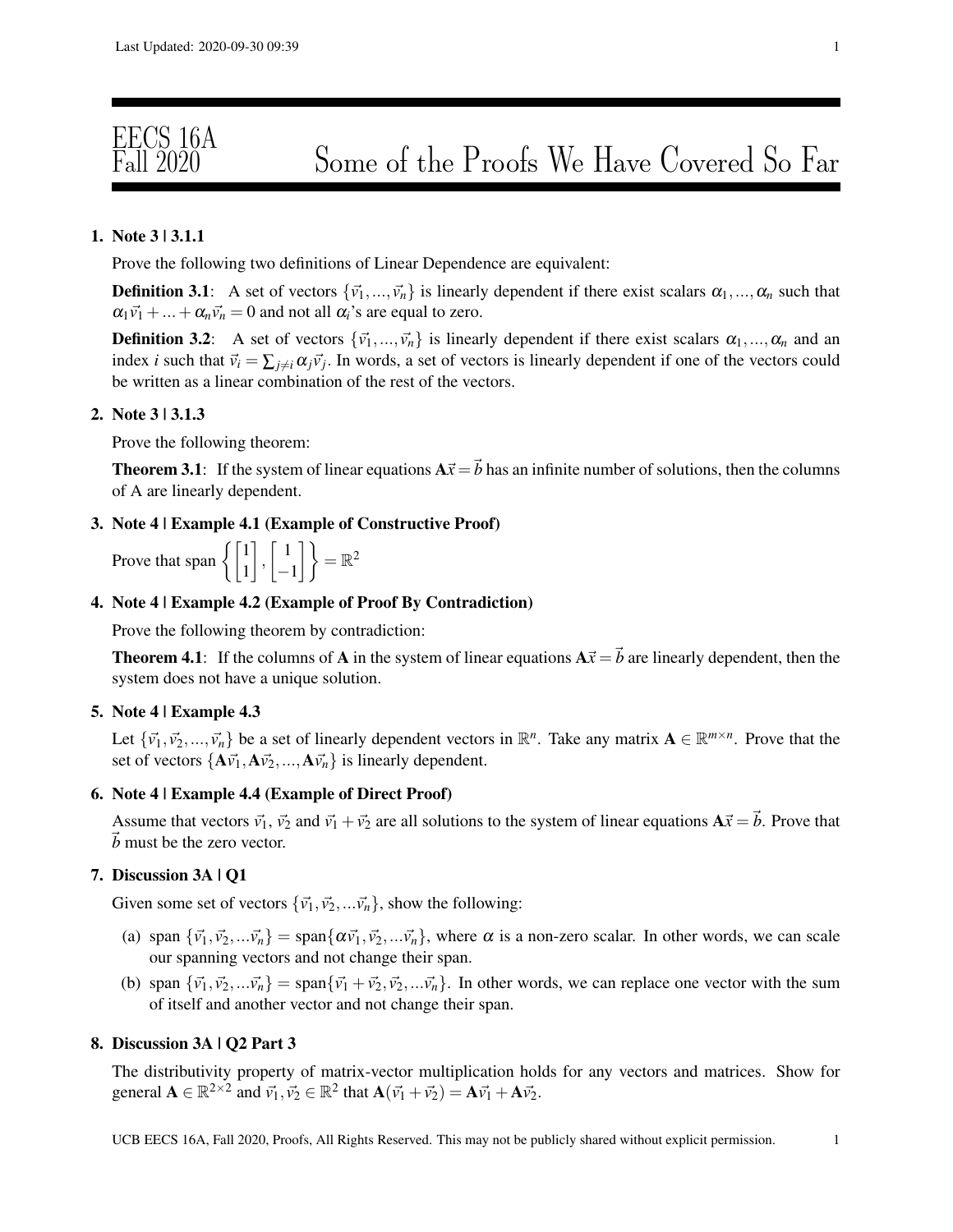# EECS 16A Fall 2020 — Some of the Proofs We Have Covered So Far

1. **Note 3 | 3.1.1**

   Prove the following two definitions of Linear Dependence are equivalent:

   **Definition 3.1**: A set of vectors $\{\vec{v}_1, ..., \vec{v}_n\}$ is linearly dependent if there exist scalars $\alpha_1, ..., \alpha_n$ such that $\alpha_1\vec{v}_1 + ... + \alpha_n\vec{v}_n = 0$ and not all $\alpha_i$'s are equal to zero.

   **Definition 3.2**: A set of vectors $\{\vec{v}_1, ..., \vec{v}_n\}$ is linearly dependent if there exist scalars $\alpha_1, ..., \alpha_n$ and an index $i$ such that $\vec{v}_i = \sum_{j \neq i} \alpha_j \vec{v}_j$. In words, a set of vectors is linearly dependent if one of the vectors could be written as a linear combination of the rest of the vectors.

2. **Note 3 | 3.1.3**

   Prove the following theorem:

   **Theorem 3.1**: If the system of linear equations $\mathbf{A}\vec{x} = \vec{b}$ has an infinite number of solutions, then the columns of A are linearly dependent.

3. **Note 4 | Example 4.1 (Example of Constructive Proof)**

   Prove that span $\left\{ \begin{bmatrix} 1 \\ 1 \end{bmatrix}, \begin{bmatrix} 1 \\ -1 \end{bmatrix} \right\} = \mathbb{R}^2$

4. **Note 4 | Example 4.2 (Example of Proof By Contradiction)**

   Prove the following theorem by contradiction:

   **Theorem 4.1**: If the columns of $\mathbf{A}$ in the system of linear equations $\mathbf{A}\vec{x} = \vec{b}$ are linearly dependent, then the system does not have a unique solution.

5. **Note 4 | Example 4.3**

   Let $\{\vec{v}_1, \vec{v}_2, ..., \vec{v}_n\}$ be a set of linearly dependent vectors in $\mathbb{R}^n$. Take any matrix $\mathbf{A} \in \mathbb{R}^{m \times n}$. Prove that the set of vectors $\{\mathbf{A}\vec{v}_1, \mathbf{A}\vec{v}_2, ..., \mathbf{A}\vec{v}_n\}$ is linearly dependent.

6. **Note 4 | Example 4.4 (Example of Direct Proof)**

   Assume that vectors $\vec{v}_1$, $\vec{v}_2$ and $\vec{v}_1 + \vec{v}_2$ are all solutions to the system of linear equations $\mathbf{A}\vec{x} = \vec{b}$. Prove that $\vec{b}$ must be the zero vector.

7. **Discussion 3A | Q1**

   Given some set of vectors $\{\vec{v}_1, \vec{v}_2, ...\vec{v}_n\}$, show the following:

   (a) span $\{\vec{v}_1, \vec{v}_2, ...\vec{v}_n\}$ = span$\{\alpha\vec{v}_1, \vec{v}_2, ...\vec{v}_n\}$, where $\alpha$ is a non-zero scalar. In other words, we can scale our spanning vectors and not change their span.

   (b) span $\{\vec{v}_1, \vec{v}_2, ...\vec{v}_n\}$ = span$\{\vec{v}_1 + \vec{v}_2, \vec{v}_2, ...\vec{v}_n\}$. In other words, we can replace one vector with the sum of itself and another vector and not change their span.

8. **Discussion 3A | Q2 Part 3**

   The distributivity property of matrix-vector multiplication holds for any vectors and matrices. Show for general $\mathbf{A} \in \mathbb{R}^{2\times 2}$ and $\vec{v}_1, \vec{v}_2 \in \mathbb{R}^2$ that $\mathbf{A}(\vec{v}_1 + \vec{v}_2) = \mathbf{A}\vec{v}_1 + \mathbf{A}\vec{v}_2$.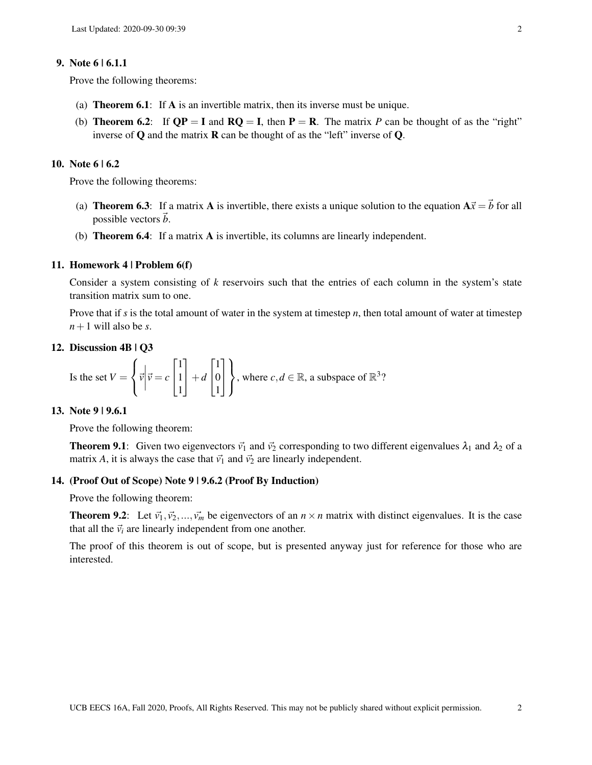**9. Note 6 | 6.1.1**

Prove the following theorems:

(a) **Theorem 6.1**: If $\mathbf{A}$ is an invertible matrix, then its inverse must be unique.

(b) **Theorem 6.2**: If $\mathbf{QP} = \mathbf{I}$ and $\mathbf{RQ} = \mathbf{I}$, then $\mathbf{P} = \mathbf{R}$. The matrix $P$ can be thought of as the "right" inverse of $\mathbf{Q}$ and the matrix $\mathbf{R}$ can be thought of as the "left" inverse of $\mathbf{Q}$.

**10. Note 6 | 6.2**

Prove the following theorems:

(a) **Theorem 6.3**: If a matrix $\mathbf{A}$ is invertible, there exists a unique solution to the equation $\mathbf{A}\vec{x} = \vec{b}$ for all possible vectors $\vec{b}$.

(b) **Theorem 6.4**: If a matrix $\mathbf{A}$ is invertible, its columns are linearly independent.

**11. Homework 4 | Problem 6(f)**

Consider a system consisting of $k$ reservoirs such that the entries of each column in the system's state transition matrix sum to one.

Prove that if $s$ is the total amount of water in the system at timestep $n$, then total amount of water at timestep $n+1$ will also be $s$.

**12. Discussion 4B | Q3**

Is the set $V = \left\{ \vec{v} \middle| \vec{v} = c \begin{bmatrix} 1 \\ 1 \\ 1 \end{bmatrix} + d \begin{bmatrix} 1 \\ 0 \\ 1 \end{bmatrix} \right\}$, where $c, d \in \mathbb{R}$, a subspace of $\mathbb{R}^3$?

**13. Note 9 | 9.6.1**

Prove the following theorem:

**Theorem 9.1**: Given two eigenvectors $\vec{v}_1$ and $\vec{v}_2$ corresponding to two different eigenvalues $\lambda_1$ and $\lambda_2$ of a matrix $A$, it is always the case that $\vec{v}_1$ and $\vec{v}_2$ are linearly independent.

**14. (Proof Out of Scope) Note 9 | 9.6.2 (Proof By Induction)**

Prove the following theorem:

**Theorem 9.2**: Let $\vec{v}_1, \vec{v}_2, \ldots, \vec{v}_m$ be eigenvectors of an $n \times n$ matrix with distinct eigenvalues. It is the case that all the $\vec{v}_i$ are linearly independent from one another.

The proof of this theorem is out of scope, but is presented anyway just for reference for those who are interested.